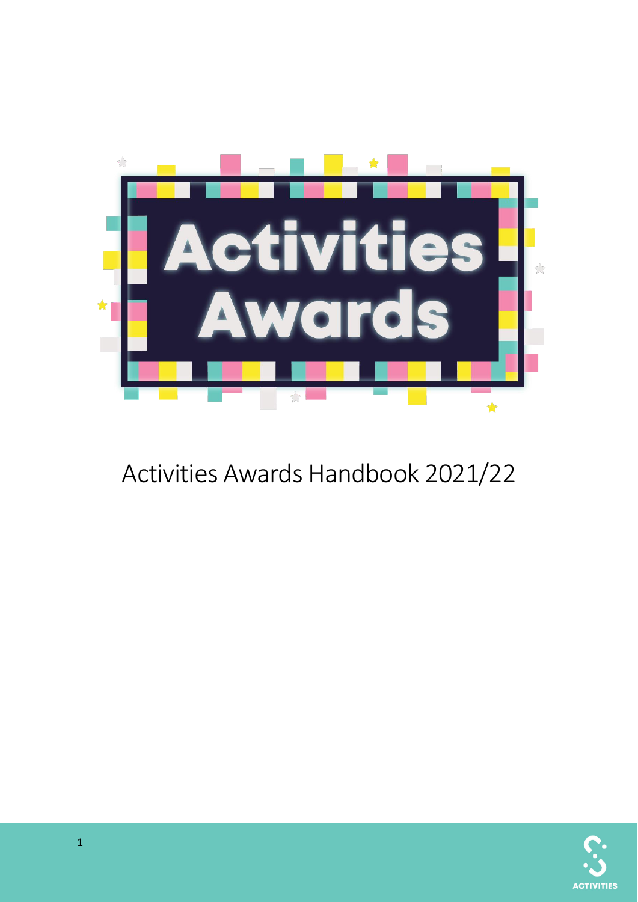# Activities Awards

Activities Awards Handbook 2021/22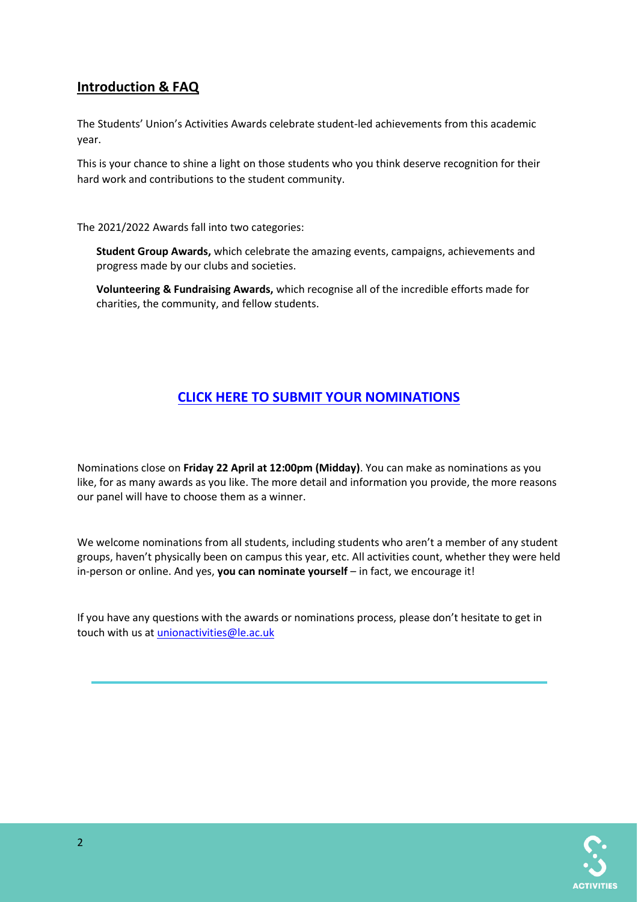## Introduction & FAQ

The Students' Union's Activities Awards celebrate student-led achievements from this academic year.

This is your chance to shine a light on those students who you think deserve recognition for their hard work and contributions to the student community.

The 2021/2022 Awards fall into two categories:

**Student Group Awards,** which celebrate the amazing events, campaigns, achievements and progress made by our clubs and societies.

**Volunteering & Fundraising Awards,** which recognise all of the incredible efforts made for charities, the community, and fellow students.

**CLICK HERE TO SUBMIT YOUR NOMINATIONS**

Nominations close on **Friday 22 April at 12:00pm (Midday)**. You can make as nominations as you like, for as many awards as you like. The more detail and information you provide, the more reasons our panel will have to choose them as a winner.

We welcome nominations from all students, including students who aren't a member of any student groups, haven't physically been on campus this year, etc. All activities count, whether they were held in-person or online. And yes, **you can nominate yourself** – in fact, we encourage it!

If you have any questions with the awards or nominations process, please don't hesitate to get in touch with us at unionactivities@le.ac.uk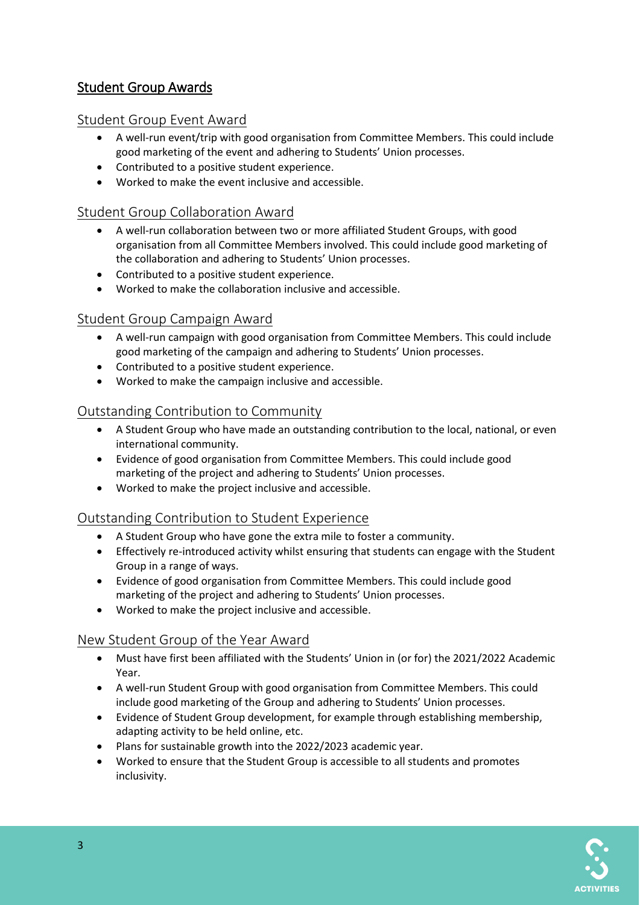## Student Group Awards

### Student Group Event Award

- A well-run event/trip with good organisation from Committee Members. This could include good marketing of the event and adhering to Students' Union processes.
- Contributed to a positive student experience.
- Worked to make the event inclusive and accessible.

### Student Group Collaboration Award

- A well-run collaboration between two or more affiliated Student Groups, with good organisation from all Committee Members involved. This could include good marketing of the collaboration and adhering to Students' Union processes.
- Contributed to a positive student experience.
- Worked to make the collaboration inclusive and accessible.

### Student Group Campaign Award

- A well-run campaign with good organisation from Committee Members. This could include good marketing of the campaign and adhering to Students' Union processes.
- Contributed to a positive student experience.
- Worked to make the campaign inclusive and accessible.

### Outstanding Contribution to Community

- A Student Group who have made an outstanding contribution to the local, national, or even international community.
- Evidence of good organisation from Committee Members. This could include good marketing of the project and adhering to Students' Union processes.
- Worked to make the project inclusive and accessible.

### Outstanding Contribution to Student Experience

- A Student Group who have gone the extra mile to foster a community.
- Effectively re-introduced activity whilst ensuring that students can engage with the Student Group in a range of ways.
- Evidence of good organisation from Committee Members. This could include good marketing of the project and adhering to Students' Union processes.
- Worked to make the project inclusive and accessible.

### New Student Group of the Year Award

- Must have first been affiliated with the Students' Union in (or for) the 2021/2022 Academic Year.
- A well-run Student Group with good organisation from Committee Members. This could include good marketing of the Group and adhering to Students' Union processes.
- Evidence of Student Group development, for example through establishing membership, adapting activity to be held online, etc.
- Plans for sustainable growth into the 2022/2023 academic year.
- Worked to ensure that the Student Group is accessible to all students and promotes inclusivity.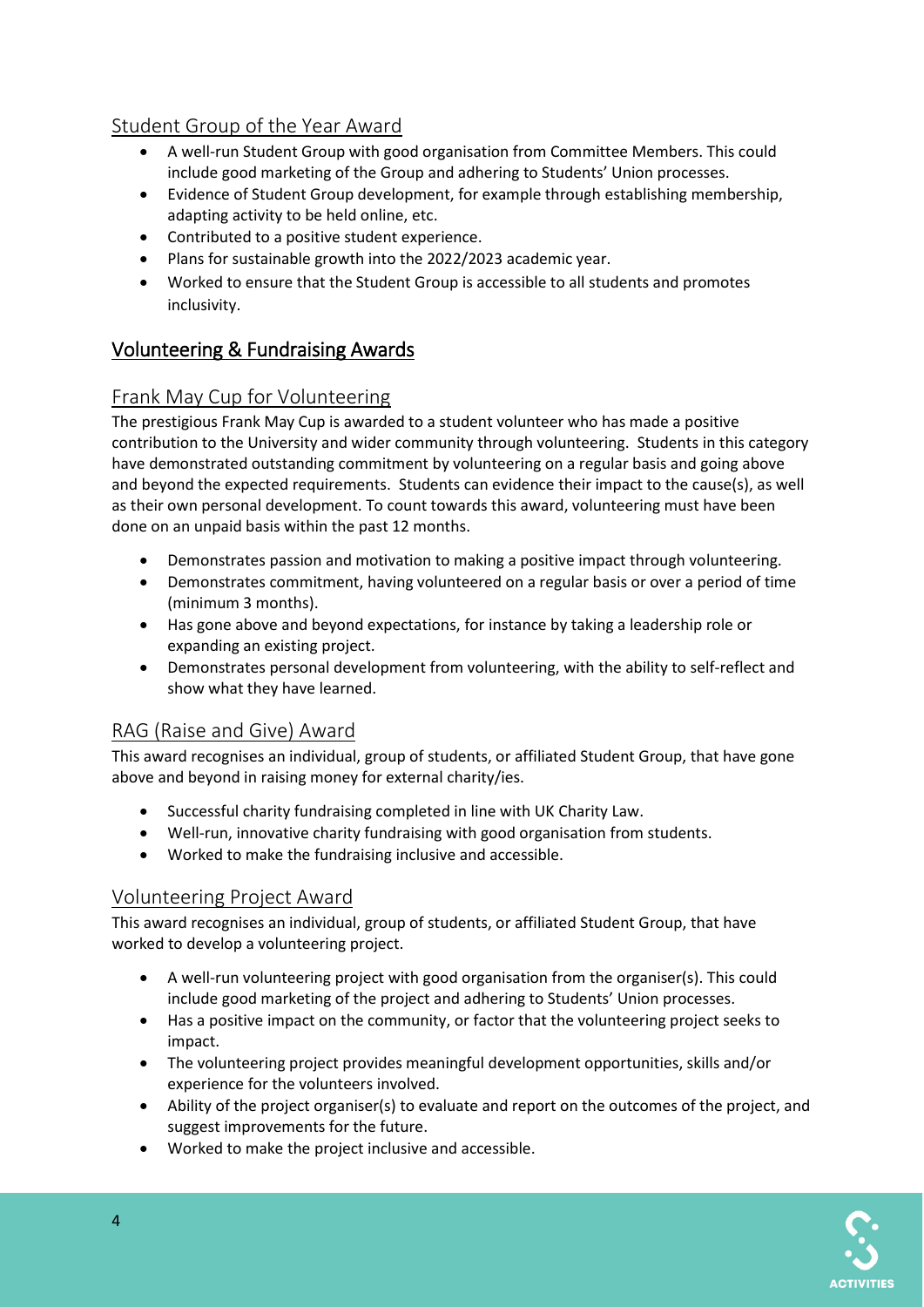### Student Group of the Year Award

- A well-run Student Group with good organisation from Committee Members. This could include good marketing of the Group and adhering to Students' Union processes.
- Evidence of Student Group development, for example through establishing membership, adapting activity to be held online, etc.
- Contributed to a positive student experience.
- Plans for sustainable growth into the 2022/2023 academic year.
- Worked to ensure that the Student Group is accessible to all students and promotes inclusivity.

## Volunteering & Fundraising Awards

### Frank May Cup for Volunteering

The prestigious Frank May Cup is awarded to a student volunteer who has made a positive contribution to the University and wider community through volunteering. Students in this category have demonstrated outstanding commitment by volunteering on a regular basis and going above and beyond the expected requirements. Students can evidence their impact to the cause(s), as well as their own personal development. To count towards this award, volunteering must have been done on an unpaid basis within the past 12 months.

- Demonstrates passion and motivation to making a positive impact through volunteering.
- Demonstrates commitment, having volunteered on a regular basis or over a period of time (minimum 3 months).
- Has gone above and beyond expectations, for instance by taking a leadership role or expanding an existing project.
- Demonstrates personal development from volunteering, with the ability to self-reflect and show what they have learned.

### RAG (Raise and Give) Award

This award recognises an individual, group of students, or affiliated Student Group, that have gone above and beyond in raising money for external charity/ies.

- Successful charity fundraising completed in line with UK Charity Law.
- Well-run, innovative charity fundraising with good organisation from students.
- Worked to make the fundraising inclusive and accessible.

### Volunteering Project Award

This award recognises an individual, group of students, or affiliated Student Group, that have worked to develop a volunteering project.

- A well-run volunteering project with good organisation from the organiser(s). This could include good marketing of the project and adhering to Students' Union processes.
- Has a positive impact on the community, or factor that the volunteering project seeks to impact.
- The volunteering project provides meaningful development opportunities, skills and/or experience for the volunteers involved.
- Ability of the project organiser(s) to evaluate and report on the outcomes of the project, and suggest improvements for the future.
- Worked to make the project inclusive and accessible.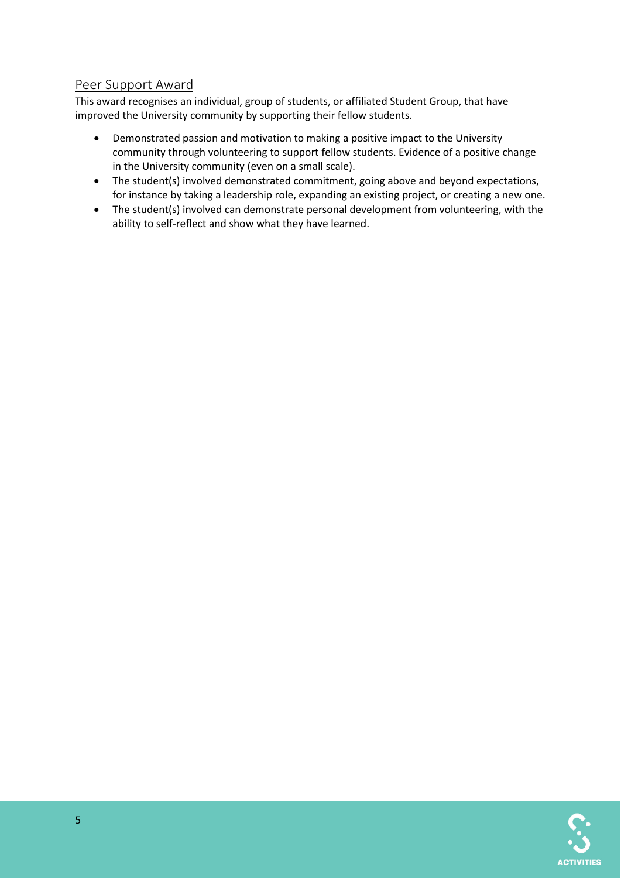## Peer Support Award

This award recognises an individual, group of students, or affiliated Student Group, that have improved the University community by supporting their fellow students.

- Demonstrated passion and motivation to making a positive impact to the University community through volunteering to support fellow students. Evidence of a positive change in the University community (even on a small scale).
- The student(s) involved demonstrated commitment, going above and beyond expectations, for instance by taking a leadership role, expanding an existing project, or creating a new one.
- The student(s) involved can demonstrate personal development from volunteering, with the ability to self-reflect and show what they have learned.